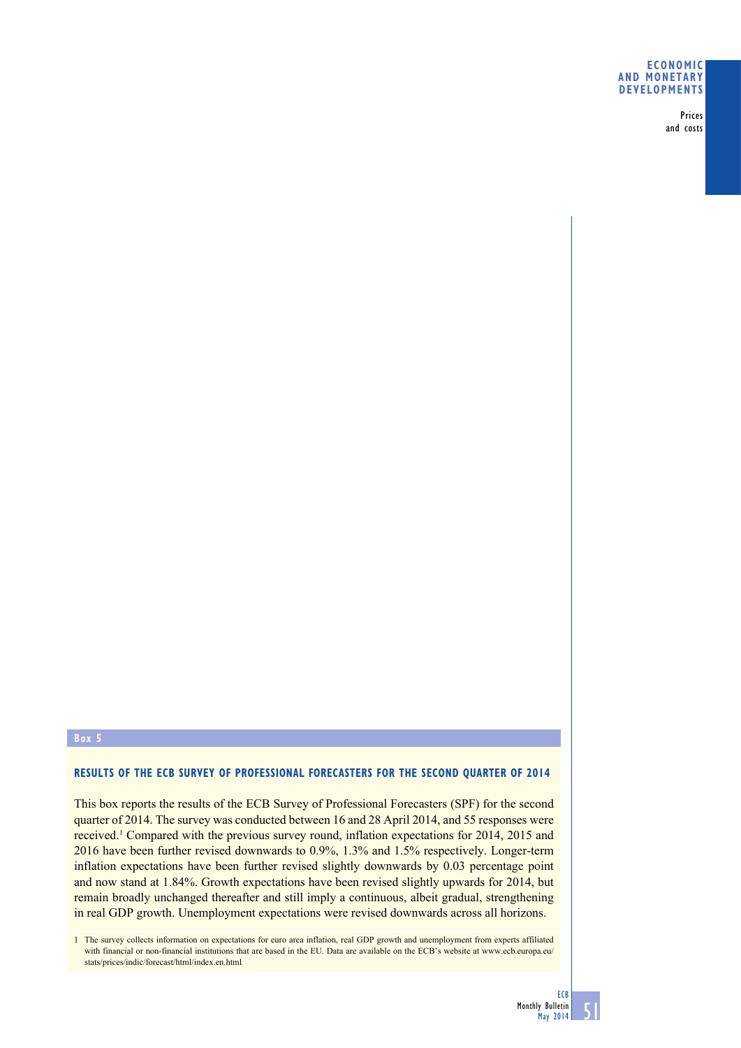## Box 5

### RESULTS OF THE ECB SURVEY OF PROFESSIONAL FORECASTERS FOR THE SECOND QUARTER OF 2014

This box reports the results of the ECB Survey of Professional Forecasters (SPF) for the second quarter of 2014. The survey was conducted between 16 and 28 April 2014, and 55 responses were received.[1] Compared with the previous survey round, inflation expectations for 2014, 2015 and 2016 have been further revised downwards to 0.9%, 1.3% and 1.5% respectively. Longer-term inflation expectations have been further revised slightly downwards by 0.03 percentage point and now stand at 1.84%. Growth expectations have been revised slightly upwards for 2014, but remain broadly unchanged thereafter and still imply a continuous, albeit gradual, strengthening in real GDP growth. Unemployment expectations were revised downwards across all horizons.

1 The survey collects information on expectations for euro area inflation, real GDP growth and unemployment from experts affiliated with financial or non-financial institutions that are based in the EU. Data are available on the ECB's website at www.ecb.europa.eu/stats/prices/indic/forecast/html/index.en.html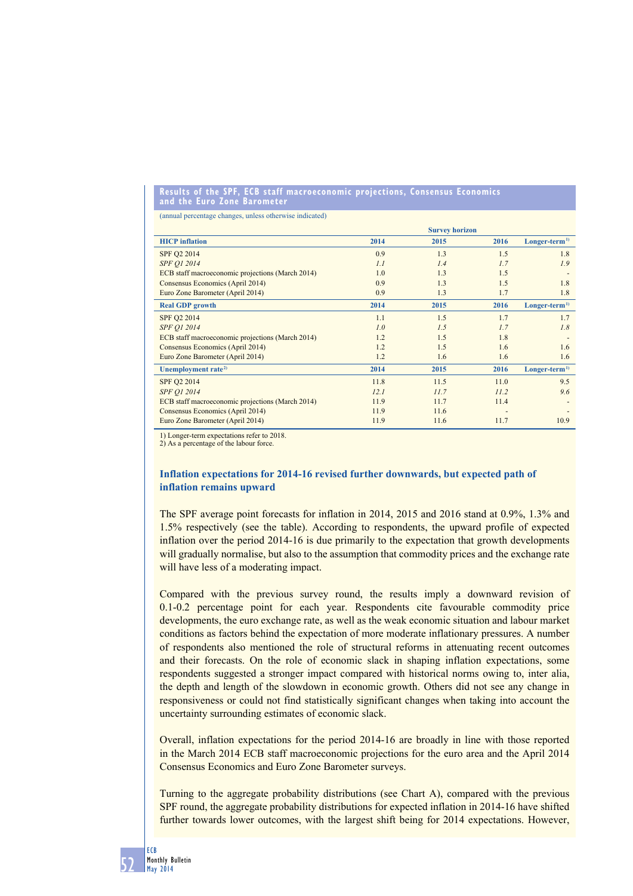**Results of the SPF, ECB staff macroeconomic projections, Consensus Economics and the Euro Zone Barometer**

(annual percentage changes, unless otherwise indicated)

| | Survey horizon | | | |
|---|---|---|---|---|
| **HICP inflation** | **2014** | **2015** | **2016** | **Longer-term[1)]** |
| SPF Q2 2014 | 0.9 | 1.3 | 1.5 | 1.8 |
| *SPF Q1 2014* | *1.1* | *1.4* | *1.7* | *1.9* |
| ECB staff macroeconomic projections (March 2014) | 1.0 | 1.3 | 1.5 | - |
| Consensus Economics (April 2014) | 0.9 | 1.3 | 1.5 | 1.8 |
| Euro Zone Barometer (April 2014) | 0.9 | 1.3 | 1.7 | 1.8 |
| **Real GDP growth** | **2014** | **2015** | **2016** | **Longer-term[1)]** |
| SPF Q2 2014 | 1.1 | 1.5 | 1.7 | 1.7 |
| *SPF Q1 2014* | *1.0* | *1.5* | *1.7* | *1.8* |
| ECB staff macroeconomic projections (March 2014) | 1.2 | 1.5 | 1.8 | - |
| Consensus Economics (April 2014) | 1.2 | 1.5 | 1.6 | 1.6 |
| Euro Zone Barometer (April 2014) | 1.2 | 1.6 | 1.6 | 1.6 |
| **Unemployment rate[2)]** | **2014** | **2015** | **2016** | **Longer-term[1)]** |
| SPF Q2 2014 | 11.8 | 11.5 | 11.0 | 9.5 |
| *SPF Q1 2014* | *12.1* | *11.7* | *11.2* | *9.6* |
| ECB staff macroeconomic projections (March 2014) | 11.9 | 11.7 | 11.4 | - |
| Consensus Economics (April 2014) | 11.9 | 11.6 | - | - |
| Euro Zone Barometer (April 2014) | 11.9 | 11.6 | 11.7 | 10.9 |

1) Longer-term expectations refer to 2018.
2) As a percentage of the labour force.

### Inflation expectations for 2014-16 revised further downwards, but expected path of inflation remains upward

The SPF average point forecasts for inflation in 2014, 2015 and 2016 stand at 0.9%, 1.3% and 1.5% respectively (see the table). According to respondents, the upward profile of expected inflation over the period 2014-16 is due primarily to the expectation that growth developments will gradually normalise, but also to the assumption that commodity prices and the exchange rate will have less of a moderating impact.

Compared with the previous survey round, the results imply a downward revision of 0.1-0.2 percentage point for each year. Respondents cite favourable commodity price developments, the euro exchange rate, as well as the weak economic situation and labour market conditions as factors behind the expectation of more moderate inflationary pressures. A number of respondents also mentioned the role of structural reforms in attenuating recent outcomes and their forecasts. On the role of economic slack in shaping inflation expectations, some respondents suggested a stronger impact compared with historical norms owing to, inter alia, the depth and length of the slowdown in economic growth. Others did not see any change in responsiveness or could not find statistically significant changes when taking into account the uncertainty surrounding estimates of economic slack.

Overall, inflation expectations for the period 2014-16 are broadly in line with those reported in the March 2014 ECB staff macroeconomic projections for the euro area and the April 2014 Consensus Economics and Euro Zone Barometer surveys.

Turning to the aggregate probability distributions (see Chart A), compared with the previous SPF round, the aggregate probability distributions for expected inflation in 2014-16 have shifted further towards lower outcomes, with the largest shift being for 2014 expectations. However,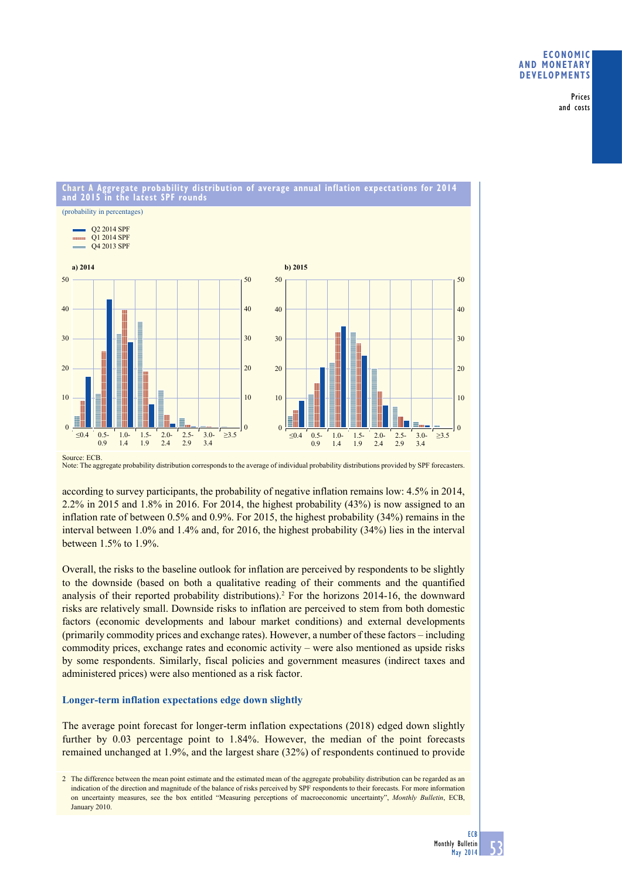**Chart A Aggregate probability distribution of average annual inflation expectations for 2014 and 2015 in the latest SPF rounds**

(probability in percentages)

Source: ECB.
Note: The aggregate probability distribution corresponds to the average of individual probability distributions provided by SPF forecasters.

according to survey participants, the probability of negative inflation remains low: 4.5% in 2014, 2.2% in 2015 and 1.8% in 2016. For 2014, the highest probability (43%) is now assigned to an inflation rate of between 0.5% and 0.9%. For 2015, the highest probability (34%) remains in the interval between 1.0% and 1.4% and, for 2016, the highest probability (34%) lies in the interval between 1.5% to 1.9%.

Overall, the risks to the baseline outlook for inflation are perceived by respondents to be slightly to the downside (based on both a qualitative reading of their comments and the quantified analysis of their reported probability distributions).[2] For the horizons 2014-16, the downward risks are relatively small. Downside risks to inflation are perceived to stem from both domestic factors (economic developments and labour market conditions) and external developments (primarily commodity prices and exchange rates). However, a number of these factors – including commodity prices, exchange rates and economic activity – were also mentioned as upside risks by some respondents. Similarly, fiscal policies and government measures (indirect taxes and administered prices) were also mentioned as a risk factor.

### Longer-term inflation expectations edge down slightly

The average point forecast for longer-term inflation expectations (2018) edged down slightly further by 0.03 percentage point to 1.84%. However, the median of the point forecasts remained unchanged at 1.9%, and the largest share (32%) of respondents continued to provide

2 The difference between the mean point estimate and the estimated mean of the aggregate probability distribution can be regarded as an indication of the direction and magnitude of the balance of risks perceived by SPF respondents to their forecasts. For more information on uncertainty measures, see the box entitled "Measuring perceptions of macroeconomic uncertainty", *Monthly Bulletin*, ECB, January 2010.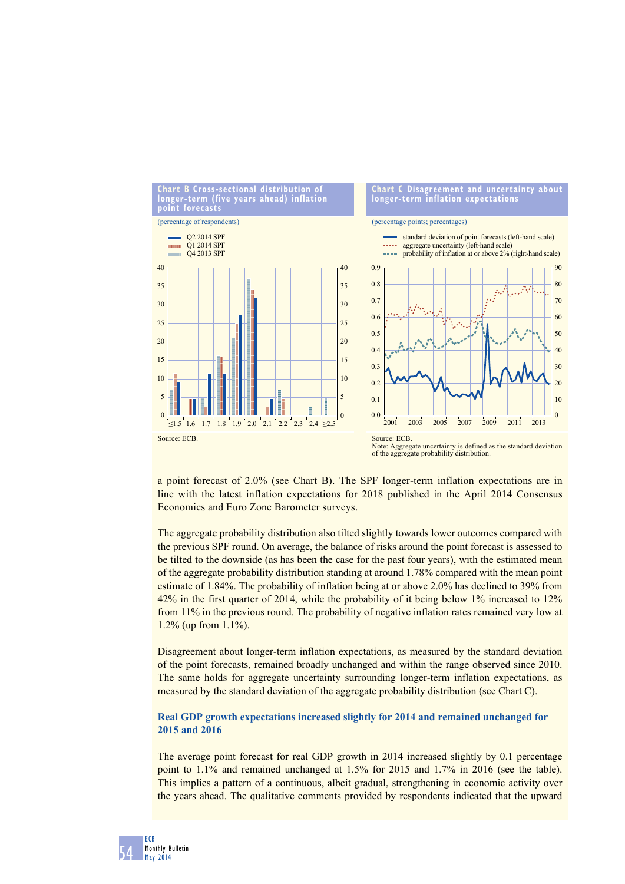**Chart B Cross-sectional distribution of longer-term (five years ahead) inflation point forecasts**

(percentage of respondents)

- Q2 2014 SPF
- Q1 2014 SPF
- Q4 2013 SPF

Source: ECB.

**Chart C Disagreement and uncertainty about longer-term inflation expectations**

(percentage points; percentages)

- standard deviation of point forecasts (left-hand scale)
- aggregate uncertainty (left-hand scale)
- probability of inflation at or above 2% (right-hand scale)

Source: ECB.
Note: Aggregate uncertainty is defined as the standard deviation of the aggregate probability distribution.

a point forecast of 2.0% (see Chart B). The SPF longer-term inflation expectations are in line with the latest inflation expectations for 2018 published in the April 2014 Consensus Economics and Euro Zone Barometer surveys.

The aggregate probability distribution also tilted slightly towards lower outcomes compared with the previous SPF round. On average, the balance of risks around the point forecast is assessed to be tilted to the downside (as has been the case for the past four years), with the estimated mean of the aggregate probability distribution standing at around 1.78% compared with the mean point estimate of 1.84%. The probability of inflation being at or above 2.0% has declined to 39% from 42% in the first quarter of 2014, while the probability of it being below 1% increased to 12% from 11% in the previous round. The probability of negative inflation rates remained very low at 1.2% (up from 1.1%).

Disagreement about longer-term inflation expectations, as measured by the standard deviation of the point forecasts, remained broadly unchanged and within the range observed since 2010. The same holds for aggregate uncertainty surrounding longer-term inflation expectations, as measured by the standard deviation of the aggregate probability distribution (see Chart C).

### Real GDP growth expectations increased slightly for 2014 and remained unchanged for 2015 and 2016

The average point forecast for real GDP growth in 2014 increased slightly by 0.1 percentage point to 1.1% and remained unchanged at 1.5% for 2015 and 1.7% in 2016 (see the table). This implies a pattern of a continuous, albeit gradual, strengthening in economic activity over the years ahead. The qualitative comments provided by respondents indicated that the upward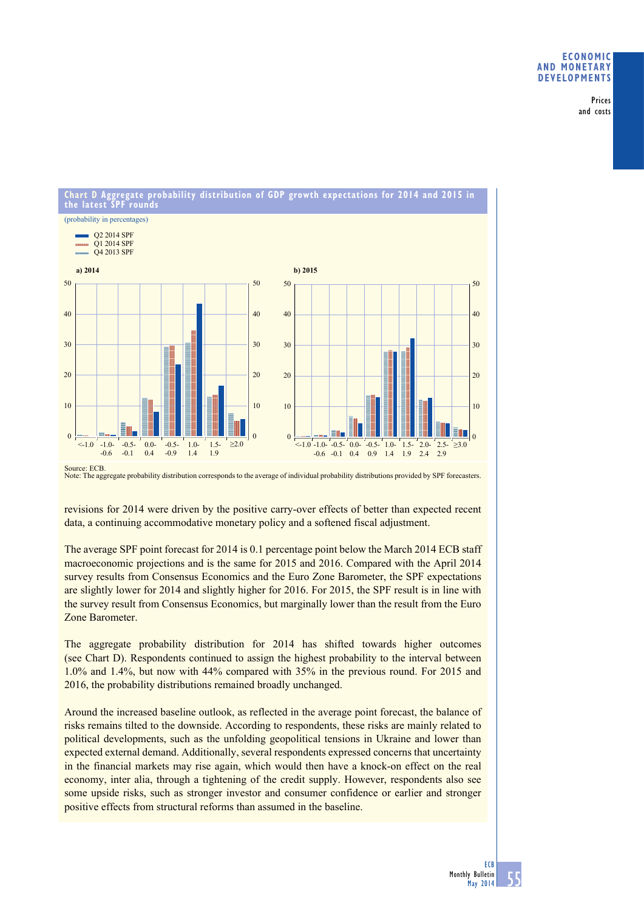**Chart D Aggregate probability distribution of GDP growth expectations for 2014 and 2015 in the latest SPF rounds**

(probability in percentages)

- Q2 2014 SPF
- Q1 2014 SPF
- Q4 2013 SPF

a) 2014

b) 2015

Source: ECB.
Note: The aggregate probability distribution corresponds to the average of individual probability distributions provided by SPF forecasters.

revisions for 2014 were driven by the positive carry-over effects of better than expected recent data, a continuing accommodative monetary policy and a softened fiscal adjustment.

The average SPF point forecast for 2014 is 0.1 percentage point below the March 2014 ECB staff macroeconomic projections and is the same for 2015 and 2016. Compared with the April 2014 survey results from Consensus Economics and the Euro Zone Barometer, the SPF expectations are slightly lower for 2014 and slightly higher for 2016. For 2015, the SPF result is in line with the survey result from Consensus Economics, but marginally lower than the result from the Euro Zone Barometer.

The aggregate probability distribution for 2014 has shifted towards higher outcomes (see Chart D). Respondents continued to assign the highest probability to the interval between 1.0% and 1.4%, but now with 44% compared with 35% in the previous round. For 2015 and 2016, the probability distributions remained broadly unchanged.

Around the increased baseline outlook, as reflected in the average point forecast, the balance of risks remains tilted to the downside. According to respondents, these risks are mainly related to political developments, such as the unfolding geopolitical tensions in Ukraine and lower than expected external demand. Additionally, several respondents expressed concerns that uncertainty in the financial markets may rise again, which would then have a knock-on effect on the real economy, inter alia, through a tightening of the credit supply. However, respondents also see some upside risks, such as stronger investor and consumer confidence or earlier and stronger positive effects from structural reforms than assumed in the baseline.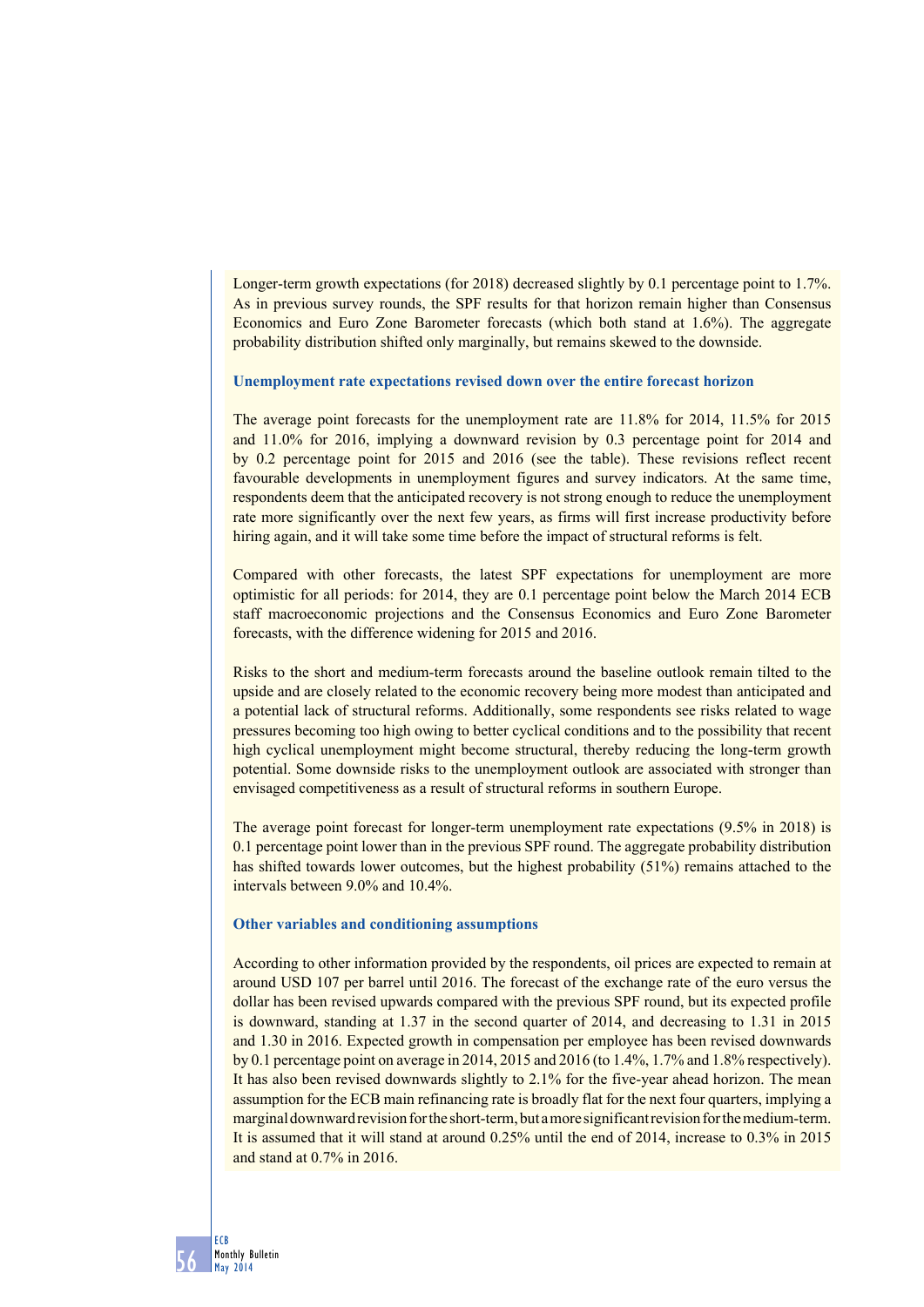Longer-term growth expectations (for 2018) decreased slightly by 0.1 percentage point to 1.7%. As in previous survey rounds, the SPF results for that horizon remain higher than Consensus Economics and Euro Zone Barometer forecasts (which both stand at 1.6%). The aggregate probability distribution shifted only marginally, but remains skewed to the downside.

### Unemployment rate expectations revised down over the entire forecast horizon

The average point forecasts for the unemployment rate are 11.8% for 2014, 11.5% for 2015 and 11.0% for 2016, implying a downward revision by 0.3 percentage point for 2014 and by 0.2 percentage point for 2015 and 2016 (see the table). These revisions reflect recent favourable developments in unemployment figures and survey indicators. At the same time, respondents deem that the anticipated recovery is not strong enough to reduce the unemployment rate more significantly over the next few years, as firms will first increase productivity before hiring again, and it will take some time before the impact of structural reforms is felt.

Compared with other forecasts, the latest SPF expectations for unemployment are more optimistic for all periods: for 2014, they are 0.1 percentage point below the March 2014 ECB staff macroeconomic projections and the Consensus Economics and Euro Zone Barometer forecasts, with the difference widening for 2015 and 2016.

Risks to the short and medium-term forecasts around the baseline outlook remain tilted to the upside and are closely related to the economic recovery being more modest than anticipated and a potential lack of structural reforms. Additionally, some respondents see risks related to wage pressures becoming too high owing to better cyclical conditions and to the possibility that recent high cyclical unemployment might become structural, thereby reducing the long-term growth potential. Some downside risks to the unemployment outlook are associated with stronger than envisaged competitiveness as a result of structural reforms in southern Europe.

The average point forecast for longer-term unemployment rate expectations (9.5% in 2018) is 0.1 percentage point lower than in the previous SPF round. The aggregate probability distribution has shifted towards lower outcomes, but the highest probability (51%) remains attached to the intervals between 9.0% and 10.4%.

### Other variables and conditioning assumptions

According to other information provided by the respondents, oil prices are expected to remain at around USD 107 per barrel until 2016. The forecast of the exchange rate of the euro versus the dollar has been revised upwards compared with the previous SPF round, but its expected profile is downward, standing at 1.37 in the second quarter of 2014, and decreasing to 1.31 in 2015 and 1.30 in 2016. Expected growth in compensation per employee has been revised downwards by 0.1 percentage point on average in 2014, 2015 and 2016 (to 1.4%, 1.7% and 1.8% respectively). It has also been revised downwards slightly to 2.1% for the five-year ahead horizon. The mean assumption for the ECB main refinancing rate is broadly flat for the next four quarters, implying a marginal downward revision for the short-term, but a more significant revision for the medium-term. It is assumed that it will stand at around 0.25% until the end of 2014, increase to 0.3% in 2015 and stand at 0.7% in 2016.